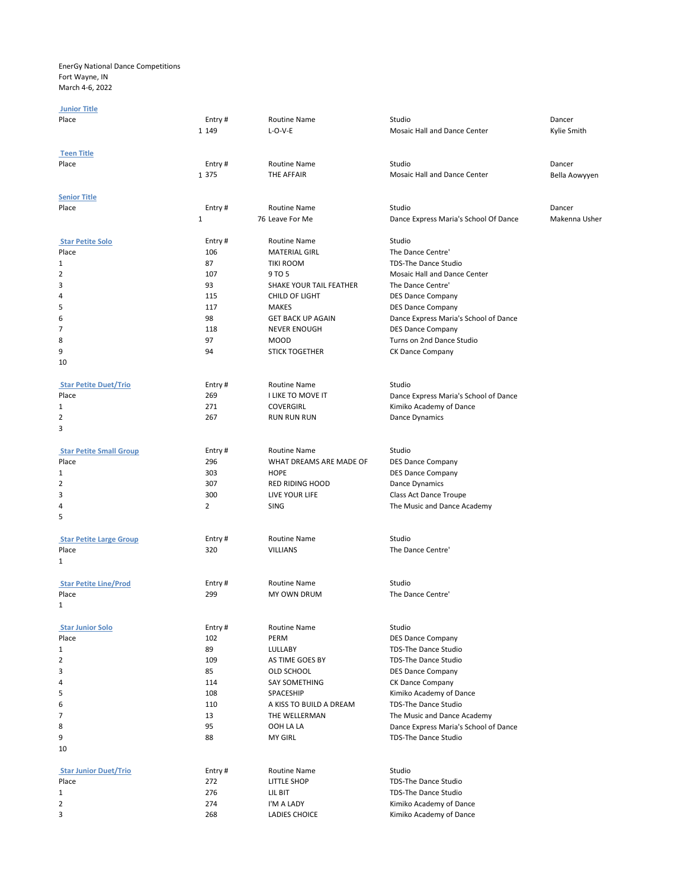EnerGy National Dance Competitions
Fort Wayne, IN
March 4-6, 2022

**Junior Title**

| Place | Entry # | Routine Name | Studio | Dancer |
|---|---|---|---|---|
| 1 | 149 | L-O-V-E | Mosaic Hall and Dance Center | Kylie Smith |

**Teen Title**

| Place | Entry # | Routine Name | Studio | Dancer |
|---|---|---|---|---|
| 1 | 375 | THE AFFAIR | Mosaic Hall and Dance Center | Bella Aowyyen |

**Senior Title**

| Place | Entry # | Routine Name | Studio | Dancer |
|---|---|---|---|---|
| 1 | 76 | Leave For Me | Dance Express Maria's School Of Dance | Makenna Usher |

**Star Petite Solo**

| | Entry # | Routine Name | Studio |
|---|---|---|---|
| Place | 106 | MATERIAL GIRL | The Dance Centre' |
| 1 | 87 | TIKI ROOM | TDS-The Dance Studio |
| 2 | 107 | 9 TO 5 | Mosaic Hall and Dance Center |
| 3 | 93 | SHAKE YOUR TAIL FEATHER | The Dance Centre' |
| 4 | 115 | CHILD OF LIGHT | DES Dance Company |
| 5 | 117 | MAKES | DES Dance Company |
| 6 | 98 | GET BACK UP AGAIN | Dance Express Maria's School of Dance |
| 7 | 118 | NEVER ENOUGH | DES Dance Company |
| 8 | 97 | MOOD | Turns on 2nd Dance Studio |
| 9 | 94 | STICK TOGETHER | CK Dance Company |
| 10 | | | |

**Star Petite Duet/Trio**

| | Entry # | Routine Name | Studio |
|---|---|---|---|
| Place | 269 | I LIKE TO MOVE IT | Dance Express Maria's School of Dance |
| 1 | 271 | COVERGIRL | Kimiko Academy of Dance |
| 2 | 267 | RUN RUN RUN | Dance Dynamics |
| 3 | | | |

**Star Petite Small Group**

| | Entry # | Routine Name | Studio |
|---|---|---|---|
| Place | 296 | WHAT DREAMS ARE MADE OF | DES Dance Company |
| 1 | 303 | HOPE | DES Dance Company |
| 2 | 307 | RED RIDING HOOD | Dance Dynamics |
| 3 | 300 | LIVE YOUR LIFE | Class Act Dance Troupe |
| 4 | 2 | SING | The Music and Dance Academy |
| 5 | | | |

**Star Petite Large Group**

| | Entry # | Routine Name | Studio |
|---|---|---|---|
| Place | 320 | VILLIANS | The Dance Centre' |
| 1 | | | |

**Star Petite Line/Prod**

| | Entry # | Routine Name | Studio |
|---|---|---|---|
| Place | 299 | MY OWN DRUM | The Dance Centre' |
| 1 | | | |

**Star Junior Solo**

| | Entry # | Routine Name | Studio |
|---|---|---|---|
| Place | 102 | PERM | DES Dance Company |
| 1 | 89 | LULLABY | TDS-The Dance Studio |
| 2 | 109 | AS TIME GOES BY | TDS-The Dance Studio |
| 3 | 85 | OLD SCHOOL | DES Dance Company |
| 4 | 114 | SAY SOMETHING | CK Dance Company |
| 5 | 108 | SPACESHIP | Kimiko Academy of Dance |
| 6 | 110 | A KISS TO BUILD A DREAM | TDS-The Dance Studio |
| 7 | 13 | THE WELLERMAN | The Music and Dance Academy |
| 8 | 95 | OOH LA LA | Dance Express Maria's School of Dance |
| 9 | 88 | MY GIRL | TDS-The Dance Studio |
| 10 | | | |

**Star Junior Duet/Trio**

| | Entry # | Routine Name | Studio |
|---|---|---|---|
| Place | 272 | LITTLE SHOP | TDS-The Dance Studio |
| 1 | 276 | LIL BIT | TDS-The Dance Studio |
| 2 | 274 | I'M A LADY | Kimiko Academy of Dance |
| 3 | 268 | LADIES CHOICE | Kimiko Academy of Dance |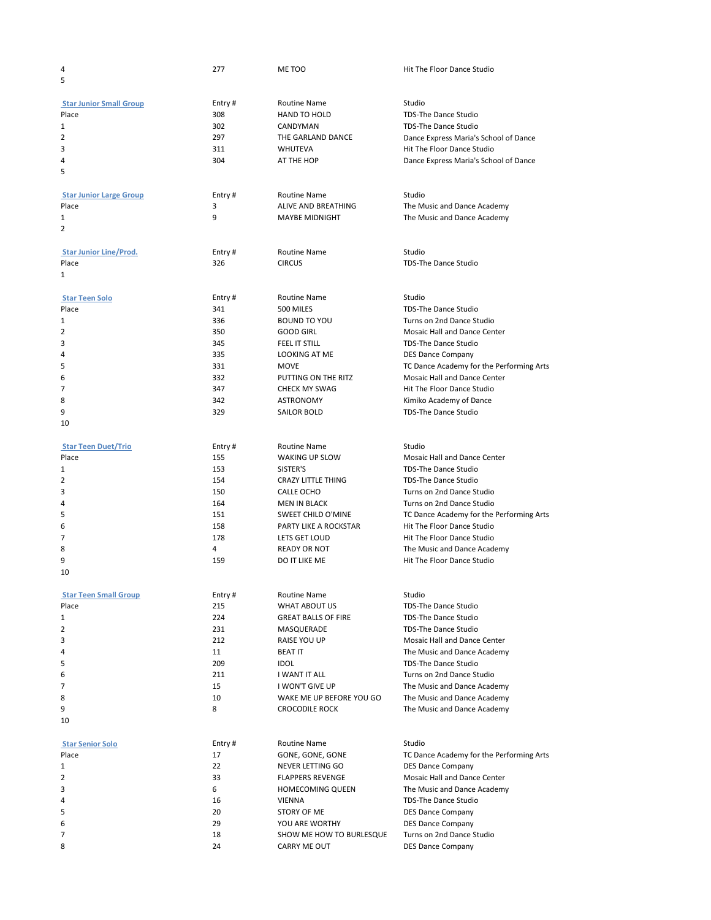| | | | |
|---|---|---|---|
| 4 | 277 | ME TOO | Hit The Floor Dance Studio |
| 5 | | | |

| Star Junior Small Group | Entry # | Routine Name | Studio |
|---|---|---|---|
| Place | 308 | HAND TO HOLD | TDS-The Dance Studio |
| 1 | 302 | CANDYMAN | TDS-The Dance Studio |
| 2 | 297 | THE GARLAND DANCE | Dance Express Maria's School of Dance |
| 3 | 311 | WHUTEVA | Hit The Floor Dance Studio |
| 4 | 304 | AT THE HOP | Dance Express Maria's School of Dance |
| 5 | | | |

| Star Junior Large Group | Entry # | Routine Name | Studio |
|---|---|---|---|
| Place | 3 | ALIVE AND BREATHING | The Music and Dance Academy |
| 1 | 9 | MAYBE MIDNIGHT | The Music and Dance Academy |
| 2 | | | |

| Star Junior Line/Prod. | Entry # | Routine Name | Studio |
|---|---|---|---|
| Place | 326 | CIRCUS | TDS-The Dance Studio |
| 1 | | | |

| Star Teen Solo | Entry # | Routine Name | Studio |
|---|---|---|---|
| Place | 341 | 500 MILES | TDS-The Dance Studio |
| 1 | 336 | BOUND TO YOU | Turns on 2nd Dance Studio |
| 2 | 350 | GOOD GIRL | Mosaic Hall and Dance Center |
| 3 | 345 | FEEL IT STILL | TDS-The Dance Studio |
| 4 | 335 | LOOKING AT ME | DES Dance Company |
| 5 | 331 | MOVE | TC Dance Academy for the Performing Arts |
| 6 | 332 | PUTTING ON THE RITZ | Mosaic Hall and Dance Center |
| 7 | 347 | CHECK MY SWAG | Hit The Floor Dance Studio |
| 8 | 342 | ASTRONOMY | Kimiko Academy of Dance |
| 9 | 329 | SAILOR BOLD | TDS-The Dance Studio |
| 10 | | | |

| Star Teen Duet/Trio | Entry # | Routine Name | Studio |
|---|---|---|---|
| Place | 155 | WAKING UP SLOW | Mosaic Hall and Dance Center |
| 1 | 153 | SISTER'S | TDS-The Dance Studio |
| 2 | 154 | CRAZY LITTLE THING | TDS-The Dance Studio |
| 3 | 150 | CALLE OCHO | Turns on 2nd Dance Studio |
| 4 | 164 | MEN IN BLACK | Turns on 2nd Dance Studio |
| 5 | 151 | SWEET CHILD O'MINE | TC Dance Academy for the Performing Arts |
| 6 | 158 | PARTY LIKE A ROCKSTAR | Hit The Floor Dance Studio |
| 7 | 178 | LETS GET LOUD | Hit The Floor Dance Studio |
| 8 | 4 | READY OR NOT | The Music and Dance Academy |
| 9 | 159 | DO IT LIKE ME | Hit The Floor Dance Studio |
| 10 | | | |

| Star Teen Small Group | Entry # | Routine Name | Studio |
|---|---|---|---|
| Place | 215 | WHAT ABOUT US | TDS-The Dance Studio |
| 1 | 224 | GREAT BALLS OF FIRE | TDS-The Dance Studio |
| 2 | 231 | MASQUERADE | TDS-The Dance Studio |
| 3 | 212 | RAISE YOU UP | Mosaic Hall and Dance Center |
| 4 | 11 | BEAT IT | The Music and Dance Academy |
| 5 | 209 | IDOL | TDS-The Dance Studio |
| 6 | 211 | I WANT IT ALL | Turns on 2nd Dance Studio |
| 7 | 15 | I WON'T GIVE UP | The Music and Dance Academy |
| 8 | 10 | WAKE ME UP BEFORE YOU GO | The Music and Dance Academy |
| 9 | 8 | CROCODILE ROCK | The Music and Dance Academy |
| 10 | | | |

| Star Senior Solo | Entry # | Routine Name | Studio |
|---|---|---|---|
| Place | 17 | GONE, GONE, GONE | TC Dance Academy for the Performing Arts |
| 1 | 22 | NEVER LETTING GO | DES Dance Company |
| 2 | 33 | FLAPPERS REVENGE | Mosaic Hall and Dance Center |
| 3 | 6 | HOMECOMING QUEEN | The Music and Dance Academy |
| 4 | 16 | VIENNA | TDS-The Dance Studio |
| 5 | 20 | STORY OF ME | DES Dance Company |
| 6 | 29 | YOU ARE WORTHY | DES Dance Company |
| 7 | 18 | SHOW ME HOW TO BURLESQUE | Turns on 2nd Dance Studio |
| 8 | 24 | CARRY ME OUT | DES Dance Company |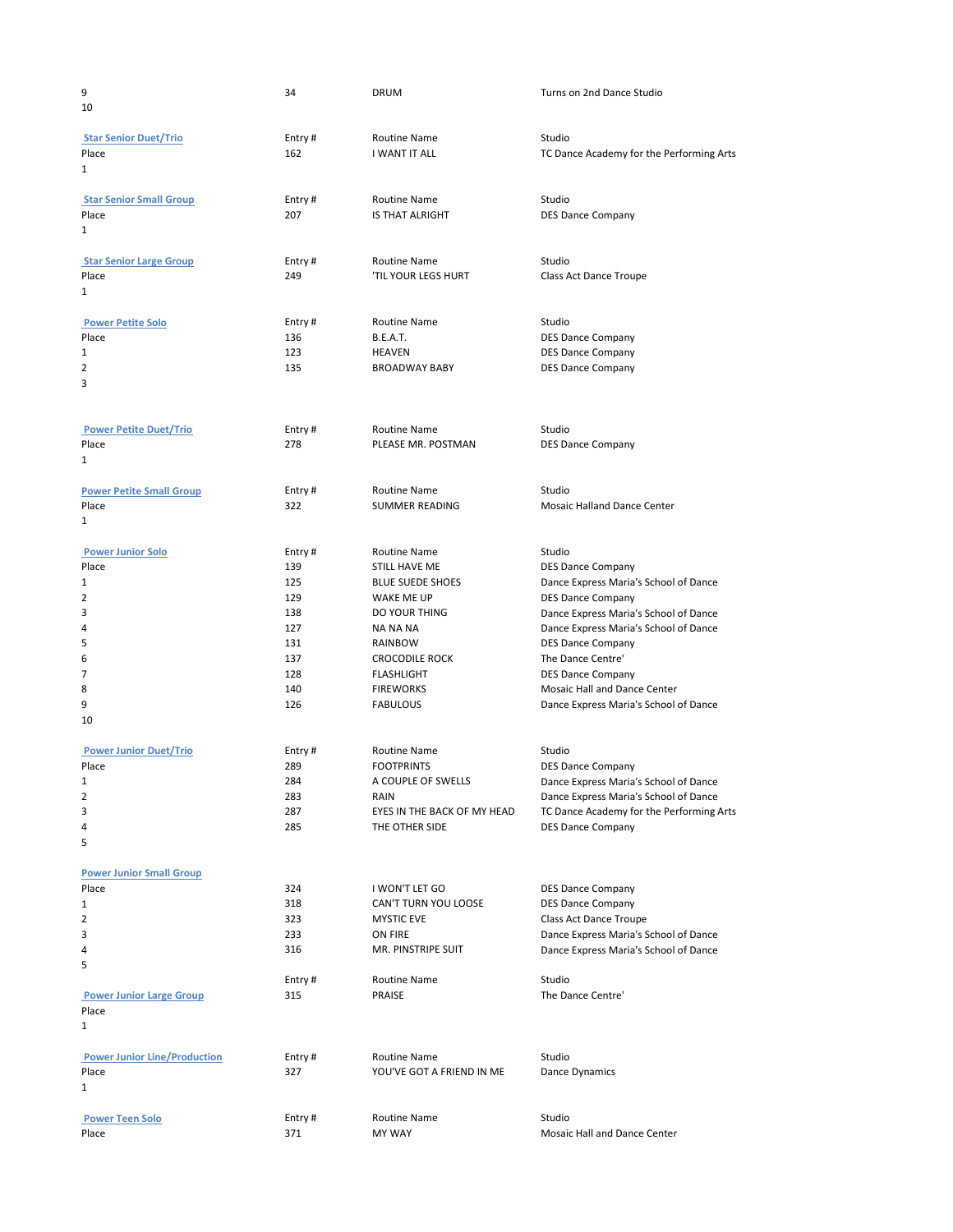| | | | |
|---|---|---|---|
| 9 | 34 | DRUM | Turns on 2nd Dance Studio |
| 10 | | | |

| Star Senior Duet/Trio | Entry # | Routine Name | Studio |
|---|---|---|---|
| Place | 162 | I WANT IT ALL | TC Dance Academy for the Performing Arts |
| 1 | | | |

| Star Senior Small Group | Entry # | Routine Name | Studio |
|---|---|---|---|
| Place | 207 | IS THAT ALRIGHT | DES Dance Company |
| 1 | | | |

| Star Senior Large Group | Entry # | Routine Name | Studio |
|---|---|---|---|
| Place | 249 | 'TIL YOUR LEGS HURT | Class Act Dance Troupe |
| 1 | | | |

| Power Petite Solo | Entry # | Routine Name | Studio |
|---|---|---|---|
| Place | 136 | B.E.A.T. | DES Dance Company |
| 1 | 123 | HEAVEN | DES Dance Company |
| 2 | 135 | BROADWAY BABY | DES Dance Company |
| 3 | | | |

| Power Petite Duet/Trio | Entry # | Routine Name | Studio |
|---|---|---|---|
| Place | 278 | PLEASE MR. POSTMAN | DES Dance Company |
| 1 | | | |

| Power Petite Small Group | Entry # | Routine Name | Studio |
|---|---|---|---|
| Place | 322 | SUMMER READING | Mosaic Halland Dance Center |
| 1 | | | |

| Power Junior Solo | Entry # | Routine Name | Studio |
|---|---|---|---|
| Place | 139 | STILL HAVE ME | DES Dance Company |
| 1 | 125 | BLUE SUEDE SHOES | Dance Express Maria's School of Dance |
| 2 | 129 | WAKE ME UP | DES Dance Company |
| 3 | 138 | DO YOUR THING | Dance Express Maria's School of Dance |
| 4 | 127 | NA NA NA | Dance Express Maria's School of Dance |
| 5 | 131 | RAINBOW | DES Dance Company |
| 6 | 137 | CROCODILE ROCK | The Dance Centre' |
| 7 | 128 | FLASHLIGHT | DES Dance Company |
| 8 | 140 | FIREWORKS | Mosaic Hall and Dance Center |
| 9 | 126 | FABULOUS | Dance Express Maria's School of Dance |
| 10 | | | |

| Power Junior Duet/Trio | Entry # | Routine Name | Studio |
|---|---|---|---|
| Place | 289 | FOOTPRINTS | DES Dance Company |
| 1 | 284 | A COUPLE OF SWELLS | Dance Express Maria's School of Dance |
| 2 | 283 | RAIN | Dance Express Maria's School of Dance |
| 3 | 287 | EYES IN THE BACK OF MY HEAD | TC Dance Academy for the Performing Arts |
| 4 | 285 | THE OTHER SIDE | DES Dance Company |
| 5 | | | |

| Power Junior Small Group | | | |
|---|---|---|---|
| Place | 324 | I WON'T LET GO | DES Dance Company |
| 1 | 318 | CAN'T TURN YOU LOOSE | DES Dance Company |
| 2 | 323 | MYSTIC EVE | Class Act Dance Troupe |
| 3 | 233 | ON FIRE | Dance Express Maria's School of Dance |
| 4 | 316 | MR. PINSTRIPE SUIT | Dance Express Maria's School of Dance |
| 5 | | | |

| Power Junior Large Group | Entry # | Routine Name | Studio |
|---|---|---|---|
| Place | 315 | PRAISE | The Dance Centre' |
| 1 | | | |

| Power Junior Line/Production | Entry # | Routine Name | Studio |
|---|---|---|---|
| Place | 327 | YOU'VE GOT A FRIEND IN ME | Dance Dynamics |
| 1 | | | |

| Power Teen Solo | Entry # | Routine Name | Studio |
|---|---|---|---|
| Place | 371 | MY WAY | Mosaic Hall and Dance Center |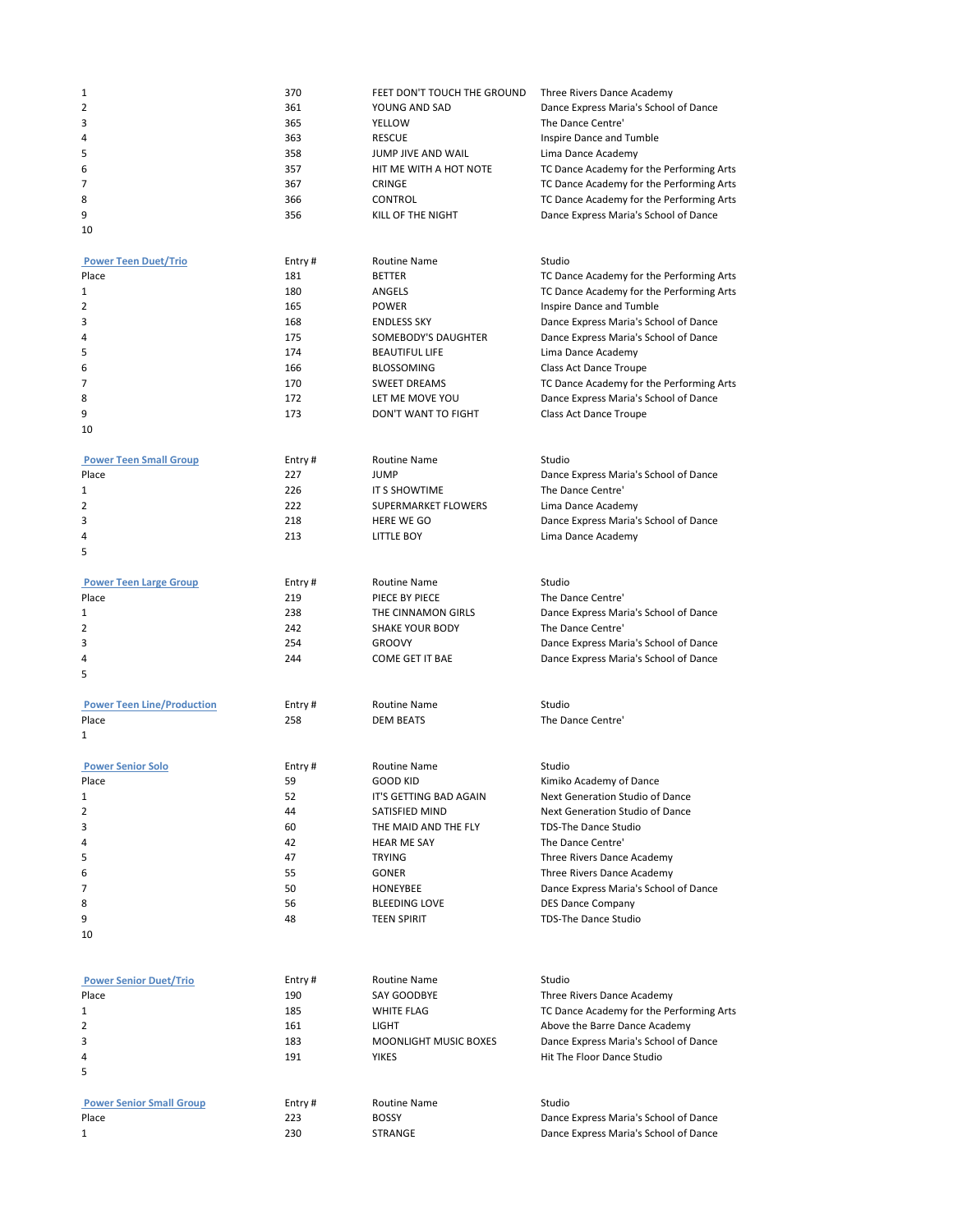| | | | |
|---|---|---|---|
| 1 | 370 | FEET DON'T TOUCH THE GROUND | Three Rivers Dance Academy |
| 2 | 361 | YOUNG AND SAD | Dance Express Maria's School of Dance |
| 3 | 365 | YELLOW | The Dance Centre' |
| 4 | 363 | RESCUE | Inspire Dance and Tumble |
| 5 | 358 | JUMP JIVE AND WAIL | Lima Dance Academy |
| 6 | 357 | HIT ME WITH A HOT NOTE | TC Dance Academy for the Performing Arts |
| 7 | 367 | CRINGE | TC Dance Academy for the Performing Arts |
| 8 | 366 | CONTROL | TC Dance Academy for the Performing Arts |
| 9 | 356 | KILL OF THE NIGHT | Dance Express Maria's School of Dance |
| 10 | | | |

| Power Teen Duet/Trio | Entry # | Routine Name | Studio |
|---|---|---|---|
| Place | 181 | BETTER | TC Dance Academy for the Performing Arts |
| 1 | 180 | ANGELS | TC Dance Academy for the Performing Arts |
| 2 | 165 | POWER | Inspire Dance and Tumble |
| 3 | 168 | ENDLESS SKY | Dance Express Maria's School of Dance |
| 4 | 175 | SOMEBODY'S DAUGHTER | Dance Express Maria's School of Dance |
| 5 | 174 | BEAUTIFUL LIFE | Lima Dance Academy |
| 6 | 166 | BLOSSOMING | Class Act Dance Troupe |
| 7 | 170 | SWEET DREAMS | TC Dance Academy for the Performing Arts |
| 8 | 172 | LET ME MOVE YOU | Dance Express Maria's School of Dance |
| 9 | 173 | DON'T WANT TO FIGHT | Class Act Dance Troupe |
| 10 | | | |

| Power Teen Small Group | Entry # | Routine Name | Studio |
|---|---|---|---|
| Place | 227 | JUMP | Dance Express Maria's School of Dance |
| 1 | 226 | IT S SHOWTIME | The Dance Centre' |
| 2 | 222 | SUPERMARKET FLOWERS | Lima Dance Academy |
| 3 | 218 | HERE WE GO | Dance Express Maria's School of Dance |
| 4 | 213 | LITTLE BOY | Lima Dance Academy |
| 5 | | | |

| Power Teen Large Group | Entry # | Routine Name | Studio |
|---|---|---|---|
| Place | 219 | PIECE BY PIECE | The Dance Centre' |
| 1 | 238 | THE CINNAMON GIRLS | Dance Express Maria's School of Dance |
| 2 | 242 | SHAKE YOUR BODY | The Dance Centre' |
| 3 | 254 | GROOVY | Dance Express Maria's School of Dance |
| 4 | 244 | COME GET IT BAE | Dance Express Maria's School of Dance |
| 5 | | | |

| Power Teen Line/Production | Entry # | Routine Name | Studio |
|---|---|---|---|
| Place | 258 | DEM BEATS | The Dance Centre' |
| 1 | | | |

| Power Senior Solo | Entry # | Routine Name | Studio |
|---|---|---|---|
| Place | 59 | GOOD KID | Kimiko Academy of Dance |
| 1 | 52 | IT'S GETTING BAD AGAIN | Next Generation Studio of Dance |
| 2 | 44 | SATISFIED MIND | Next Generation Studio of Dance |
| 3 | 60 | THE MAID AND THE FLY | TDS-The Dance Studio |
| 4 | 42 | HEAR ME SAY | The Dance Centre' |
| 5 | 47 | TRYING | Three Rivers Dance Academy |
| 6 | 55 | GONER | Three Rivers Dance Academy |
| 7 | 50 | HONEYBEE | Dance Express Maria's School of Dance |
| 8 | 56 | BLEEDING LOVE | DES Dance Company |
| 9 | 48 | TEEN SPIRIT | TDS-The Dance Studio |
| 10 | | | |

| Power Senior Duet/Trio | Entry # | Routine Name | Studio |
|---|---|---|---|
| Place | 190 | SAY GOODBYE | Three Rivers Dance Academy |
| 1 | 185 | WHITE FLAG | TC Dance Academy for the Performing Arts |
| 2 | 161 | LIGHT | Above the Barre Dance Academy |
| 3 | 183 | MOONLIGHT MUSIC BOXES | Dance Express Maria's School of Dance |
| 4 | 191 | YIKES | Hit The Floor Dance Studio |
| 5 | | | |

| Power Senior Small Group | Entry # | Routine Name | Studio |
|---|---|---|---|
| Place | 223 | BOSSY | Dance Express Maria's School of Dance |
| 1 | 230 | STRANGE | Dance Express Maria's School of Dance |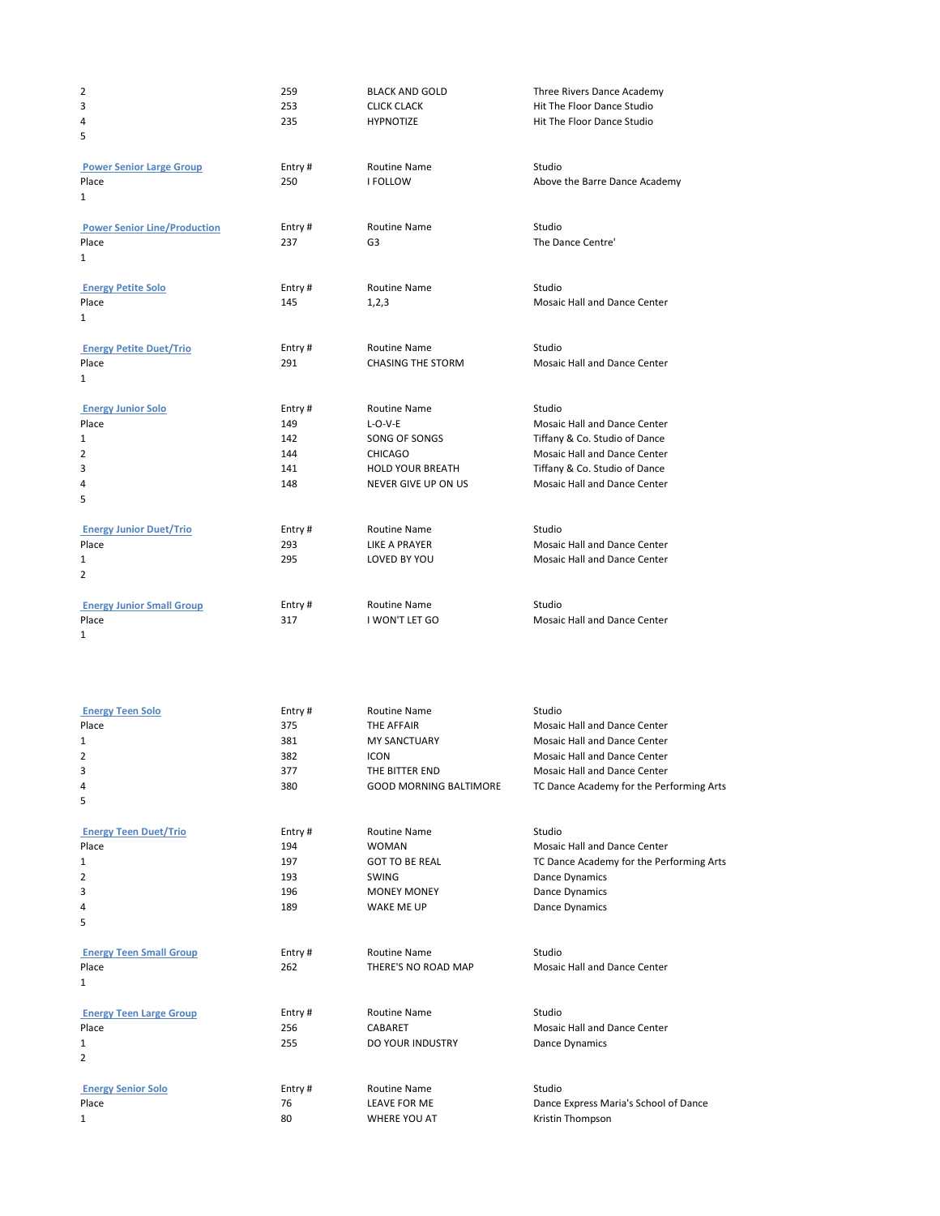| | | | |
|---|---|---|---|
| 2 | 259 | BLACK AND GOLD | Three Rivers Dance Academy |
| 3 | 253 | CLICK CLACK | Hit The Floor Dance Studio |
| 4 | 235 | HYPNOTIZE | Hit The Floor Dance Studio |
| 5 | | | |

| Power Senior Large Group | Entry # | Routine Name | Studio |
|---|---|---|---|
| Place | 250 | I FOLLOW | Above the Barre Dance Academy |
| 1 | | | |

| Power Senior Line/Production | Entry # | Routine Name | Studio |
|---|---|---|---|
| Place | 237 | G3 | The Dance Centre' |
| 1 | | | |

| Energy Petite Solo | Entry # | Routine Name | Studio |
|---|---|---|---|
| Place | 145 | 1,2,3 | Mosaic Hall and Dance Center |
| 1 | | | |

| Energy Petite Duet/Trio | Entry # | Routine Name | Studio |
|---|---|---|---|
| Place | 291 | CHASING THE STORM | Mosaic Hall and Dance Center |
| 1 | | | |

| Energy Junior Solo | Entry # | Routine Name | Studio |
|---|---|---|---|
| Place | 149 | L-O-V-E | Mosaic Hall and Dance Center |
| 1 | 142 | SONG OF SONGS | Tiffany & Co. Studio of Dance |
| 2 | 144 | CHICAGO | Mosaic Hall and Dance Center |
| 3 | 141 | HOLD YOUR BREATH | Tiffany & Co. Studio of Dance |
| 4 | 148 | NEVER GIVE UP ON US | Mosaic Hall and Dance Center |
| 5 | | | |

| Energy Junior Duet/Trio | Entry # | Routine Name | Studio |
|---|---|---|---|
| Place | 293 | LIKE A PRAYER | Mosaic Hall and Dance Center |
| 1 | 295 | LOVED BY YOU | Mosaic Hall and Dance Center |
| 2 | | | |

| Energy Junior Small Group | Entry # | Routine Name | Studio |
|---|---|---|---|
| Place | 317 | I WON'T LET GO | Mosaic Hall and Dance Center |
| 1 | | | |

| Energy Teen Solo | Entry # | Routine Name | Studio |
|---|---|---|---|
| Place | 375 | THE AFFAIR | Mosaic Hall and Dance Center |
| 1 | 381 | MY SANCTUARY | Mosaic Hall and Dance Center |
| 2 | 382 | ICON | Mosaic Hall and Dance Center |
| 3 | 377 | THE BITTER END | Mosaic Hall and Dance Center |
| 4 | 380 | GOOD MORNING BALTIMORE | TC Dance Academy for the Performing Arts |
| 5 | | | |

| Energy Teen Duet/Trio | Entry # | Routine Name | Studio |
|---|---|---|---|
| Place | 194 | WOMAN | Mosaic Hall and Dance Center |
| 1 | 197 | GOT TO BE REAL | TC Dance Academy for the Performing Arts |
| 2 | 193 | SWING | Dance Dynamics |
| 3 | 196 | MONEY MONEY | Dance Dynamics |
| 4 | 189 | WAKE ME UP | Dance Dynamics |
| 5 | | | |

| Energy Teen Small Group | Entry # | Routine Name | Studio |
|---|---|---|---|
| Place | 262 | THERE'S NO ROAD MAP | Mosaic Hall and Dance Center |
| 1 | | | |

| Energy Teen Large Group | Entry # | Routine Name | Studio |
|---|---|---|---|
| Place | 256 | CABARET | Mosaic Hall and Dance Center |
| 1 | 255 | DO YOUR INDUSTRY | Dance Dynamics |
| 2 | | | |

| Energy Senior Solo | Entry # | Routine Name | Studio |
|---|---|---|---|
| Place | 76 | LEAVE FOR ME | Dance Express Maria's School of Dance |
| 1 | 80 | WHERE YOU AT | Kristin Thompson |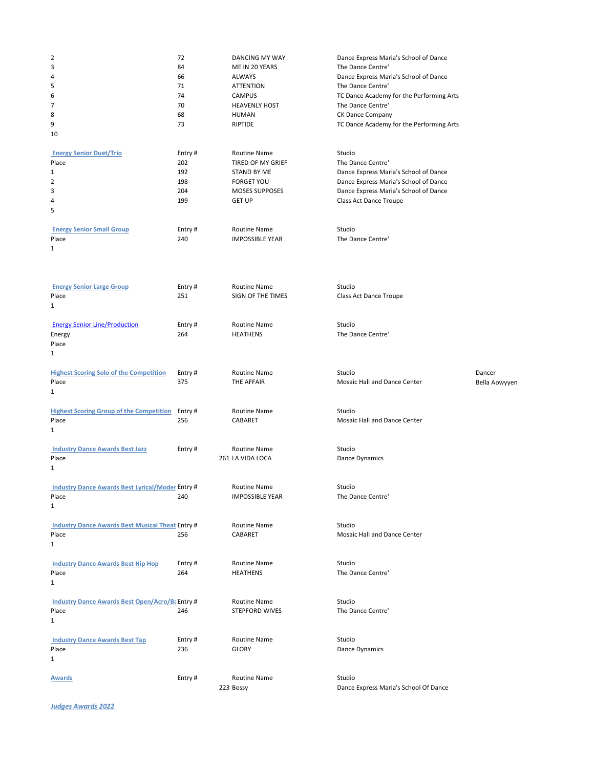| | | | |
|---|---|---|---|
| 2 | 72 | DANCING MY WAY | Dance Express Maria's School of Dance |
| 3 | 84 | ME IN 20 YEARS | The Dance Centre' |
| 4 | 66 | ALWAYS | Dance Express Maria's School of Dance |
| 5 | 71 | ATTENTION | The Dance Centre' |
| 6 | 74 | CAMPUS | TC Dance Academy for the Performing Arts |
| 7 | 70 | HEAVENLY HOST | The Dance Centre' |
| 8 | 68 | HUMAN | CK Dance Company |
| 9 | 73 | RIPTIDE | TC Dance Academy for the Performing Arts |
| 10 | | | |

| Energy Senior Duet/Trio | Entry # | Routine Name | Studio |
|---|---|---|---|
| Place | 202 | TIRED OF MY GRIEF | The Dance Centre' |
| 1 | 192 | STAND BY ME | Dance Express Maria's School of Dance |
| 2 | 198 | FORGET YOU | Dance Express Maria's School of Dance |
| 3 | 204 | MOSES SUPPOSES | Dance Express Maria's School of Dance |
| 4 | 199 | GET UP | Class Act Dance Troupe |
| 5 | | | |

| Energy Senior Small Group | Entry # | Routine Name | Studio |
|---|---|---|---|
| Place | 240 | IMPOSSIBLE YEAR | The Dance Centre' |
| 1 | | | |

| Energy Senior Large Group | Entry # | Routine Name | Studio |
|---|---|---|---|
| Place | 251 | SIGN OF THE TIMES | Class Act Dance Troupe |
| 1 | | | |

| Energy Senior Line/Production | Entry # | Routine Name | Studio |
|---|---|---|---|
| Energy | 264 | HEATHENS | The Dance Centre' |
| Place | | | |
| 1 | | | |

| Highest Scoring Solo of the Competition | Entry # | Routine Name | Studio | Dancer |
|---|---|---|---|---|
| Place | 375 | THE AFFAIR | Mosaic Hall and Dance Center | Bella Aowyyen |
| 1 | | | | |

| Highest Scoring Group of the Competition | Entry # | Routine Name | Studio |
|---|---|---|---|
| Place | 256 | CABARET | Mosaic Hall and Dance Center |
| 1 | | | |

| Industry Dance Awards Best Jazz | Entry # | Routine Name | Studio |
|---|---|---|---|
| Place | 261 | LA VIDA LOCA | Dance Dynamics |
| 1 | | | |

| Industry Dance Awards Best Lyrical/Moder | Entry # | Routine Name | Studio |
|---|---|---|---|
| Place | 240 | IMPOSSIBLE YEAR | The Dance Centre' |
| 1 | | | |

| Industry Dance Awards Best Musical Theat | Entry # | Routine Name | Studio |
|---|---|---|---|
| Place | 256 | CABARET | Mosaic Hall and Dance Center |
| 1 | | | |

| Industry Dance Awards Best Hip Hop | Entry # | Routine Name | Studio |
|---|---|---|---|
| Place | 264 | HEATHENS | The Dance Centre' |
| 1 | | | |

| Industry Dance Awards Best Open/Acro/B | Entry # | Routine Name | Studio |
|---|---|---|---|
| Place | 246 | STEPFORD WIVES | The Dance Centre' |
| 1 | | | |

| Industry Dance Awards Best Tap | Entry # | Routine Name | Studio |
|---|---|---|---|
| Place | 236 | GLORY | Dance Dynamics |
| 1 | | | |

| Awards | Entry # | Routine Name | Studio |
|---|---|---|---|
| | 223 | Bossy | Dance Express Maria's School Of Dance |

***Judges Awards 2022***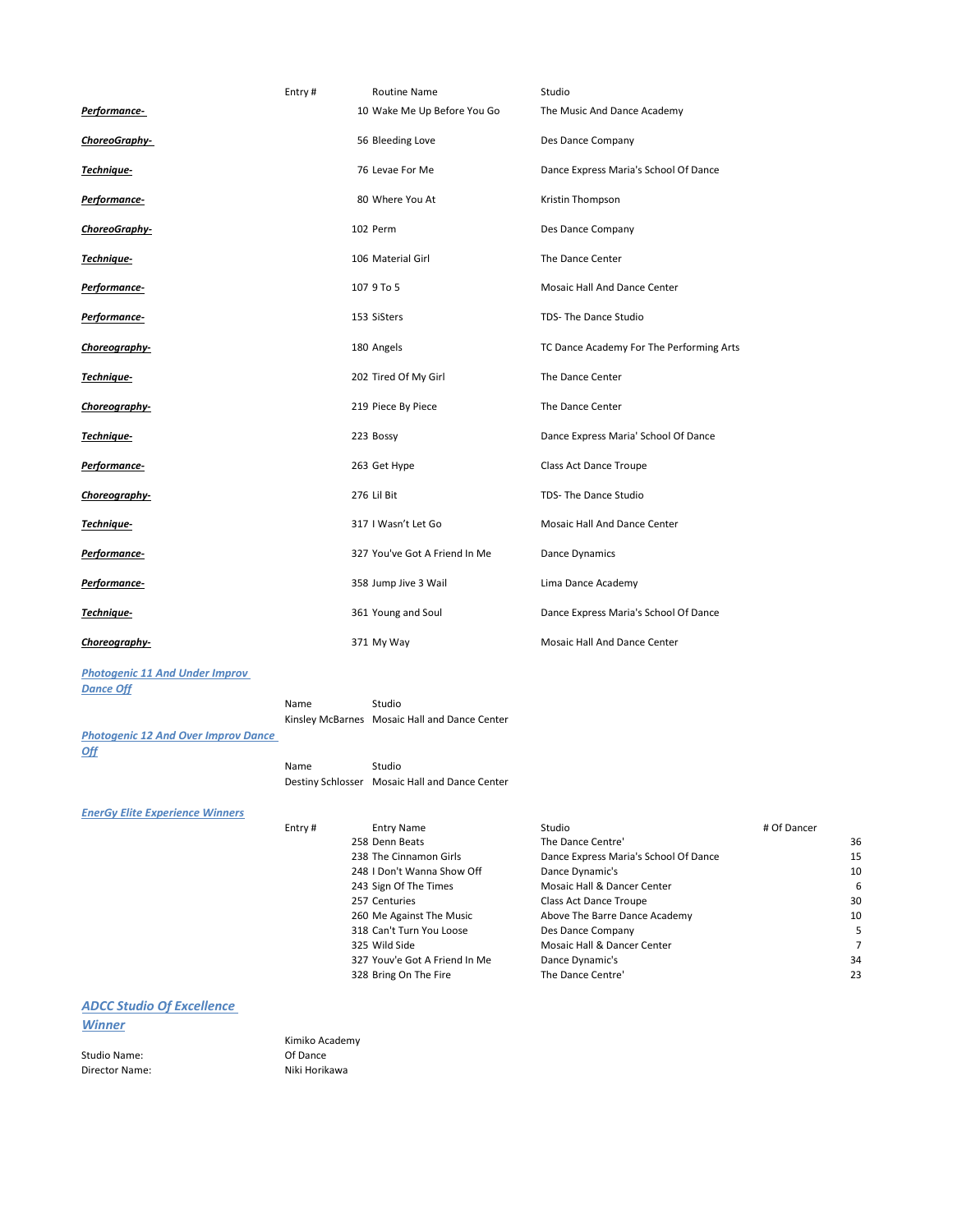| | Entry # | Routine Name | Studio |
|---|---|---|---|
| ***Performance-*** | 10 | Wake Me Up Before You Go | The Music And Dance Academy |
| ***ChoreoGraphy-*** | 56 | Bleeding Love | Des Dance Company |
| ***Technique-*** | 76 | Levae For Me | Dance Express Maria's School Of Dance |
| ***Performance-*** | 80 | Where You At | Kristin Thompson |
| ***ChoreoGraphy-*** | 102 | Perm | Des Dance Company |
| ***Technique-*** | 106 | Material Girl | The Dance Center |
| ***Performance-*** | 107 | 9 To 5 | Mosaic Hall And Dance Center |
| ***Performance-*** | 153 | SiSters | TDS- The Dance Studio |
| ***Choreography-*** | 180 | Angels | TC Dance Academy For The Performing Arts |
| ***Technique-*** | 202 | Tired Of My Girl | The Dance Center |
| ***Choreography-*** | 219 | Piece By Piece | The Dance Center |
| ***Technique-*** | 223 | Bossy | Dance Express Maria' School Of Dance |
| ***Performance-*** | 263 | Get Hype | Class Act Dance Troupe |
| ***Choreography-*** | 276 | Lil Bit | TDS- The Dance Studio |
| ***Technique-*** | 317 | I Wasn't Let Go | Mosaic Hall And Dance Center |
| ***Performance-*** | 327 | You've Got A Friend In Me | Dance Dynamics |
| ***Performance-*** | 358 | Jump Jive 3 Wail | Lima Dance Academy |
| ***Technique-*** | 361 | Young and Soul | Dance Express Maria's School Of Dance |
| ***Choreography-*** | 371 | My Way | Mosaic Hall And Dance Center |

***Photogenic 11 And Under Improv Dance Off***

| Name | Studio |
|---|---|
| Kinsley McBarnes | Mosaic Hall and Dance Center |

***Photogenic 12 And Over Improv Dance Off***

| Name | Studio |
|---|---|
| Destiny Schlosser | Mosaic Hall and Dance Center |

***EnerGy Elite Experience Winners***

| Entry # | Entry Name | Studio | # Of Dancer |
|---|---|---|---|
| 258 | Denn Beats | The Dance Centre' | 36 |
| 238 | The Cinnamon Girls | Dance Express Maria's School Of Dance | 15 |
| 248 | I Don't Wanna Show Off | Dance Dynamic's | 10 |
| 243 | Sign Of The Times | Mosaic Hall & Dancer Center | 6 |
| 257 | Centuries | Class Act Dance Troupe | 30 |
| 260 | Me Against The Music | Above The Barre Dance Academy | 10 |
| 318 | Can't Turn You Loose | Des Dance Company | 5 |
| 325 | Wild Side | Mosaic Hall & Dancer Center | 7 |
| 327 | Youv'e Got A Friend In Me | Dance Dynamic's | 34 |
| 328 | Bring On The Fire | The Dance Centre' | 23 |

***ADCC Studio Of Excellence Winner***

Studio Name: Kimiko Academy Of Dance

Director Name: Niki Horikawa